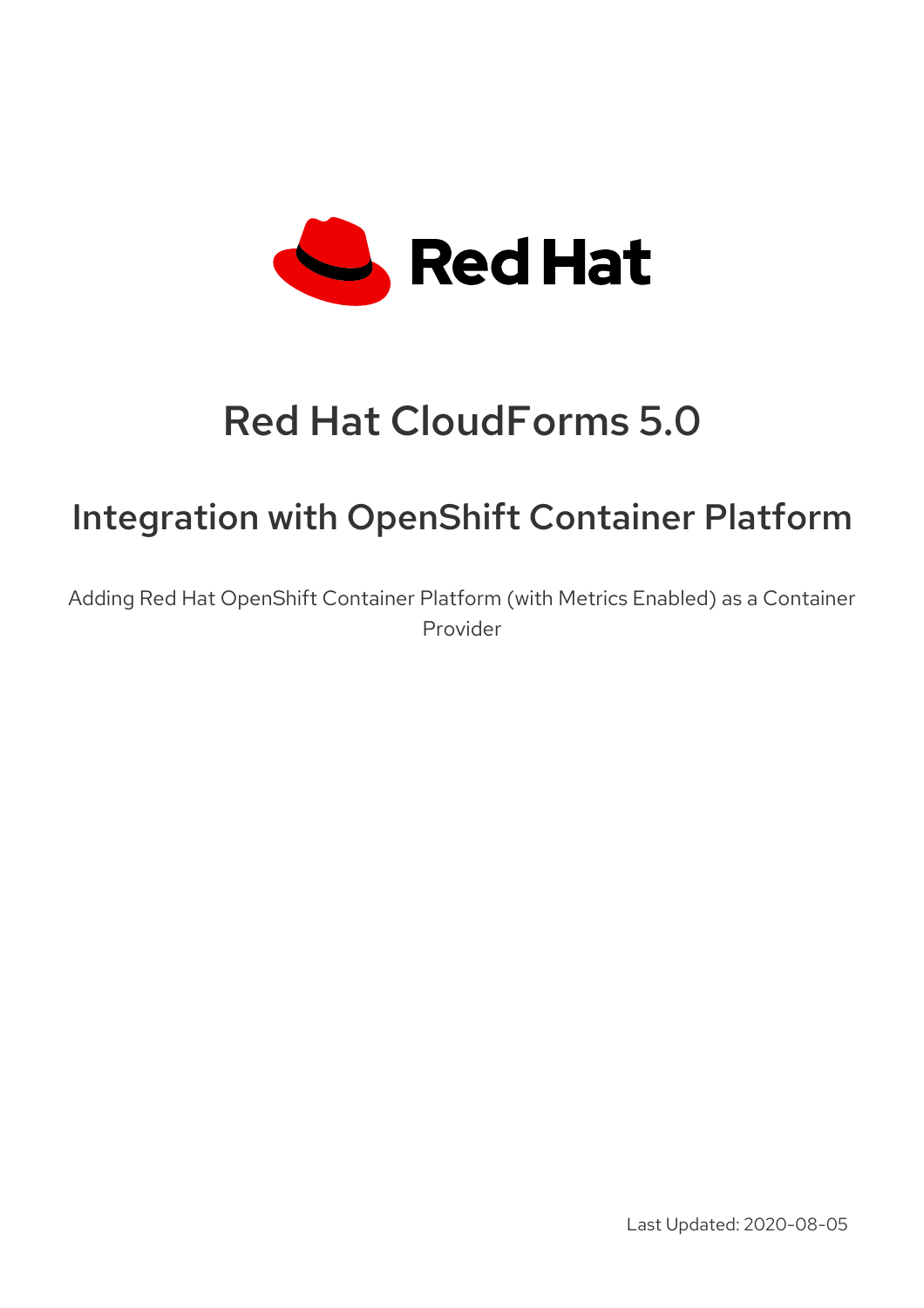# Red Hat CloudForms 5.0

## Integration with OpenShift Container Platform

Adding Red Hat OpenShift Container Platform (with Metrics Enabled) as a Container Provider

Last Updated: 2020-08-05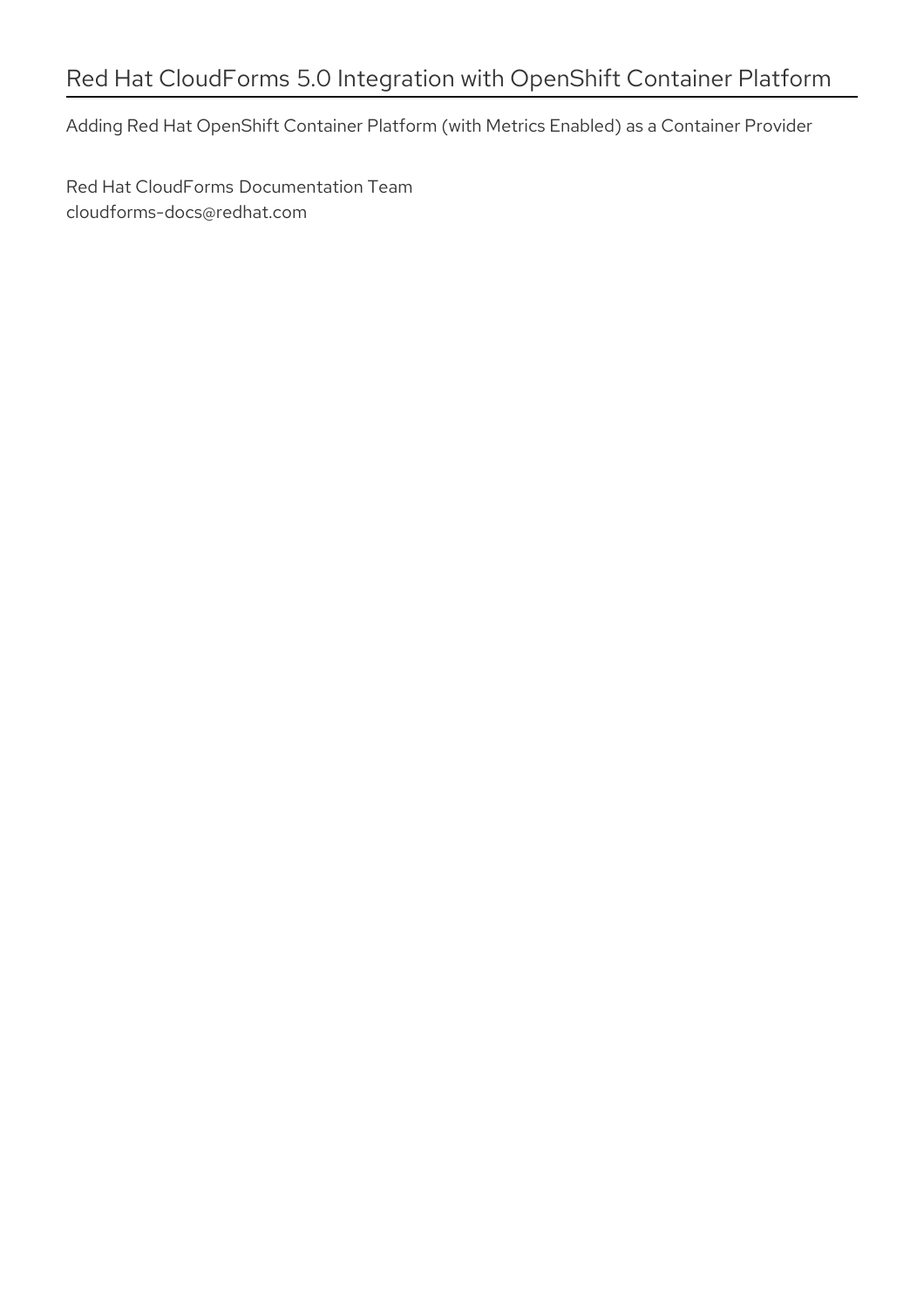# Red Hat CloudForms 5.0 Integration with OpenShift Container Platform

Adding Red Hat OpenShift Container Platform (with Metrics Enabled) as a Container Provider

Red Hat CloudForms Documentation Team
cloudforms-docs@redhat.com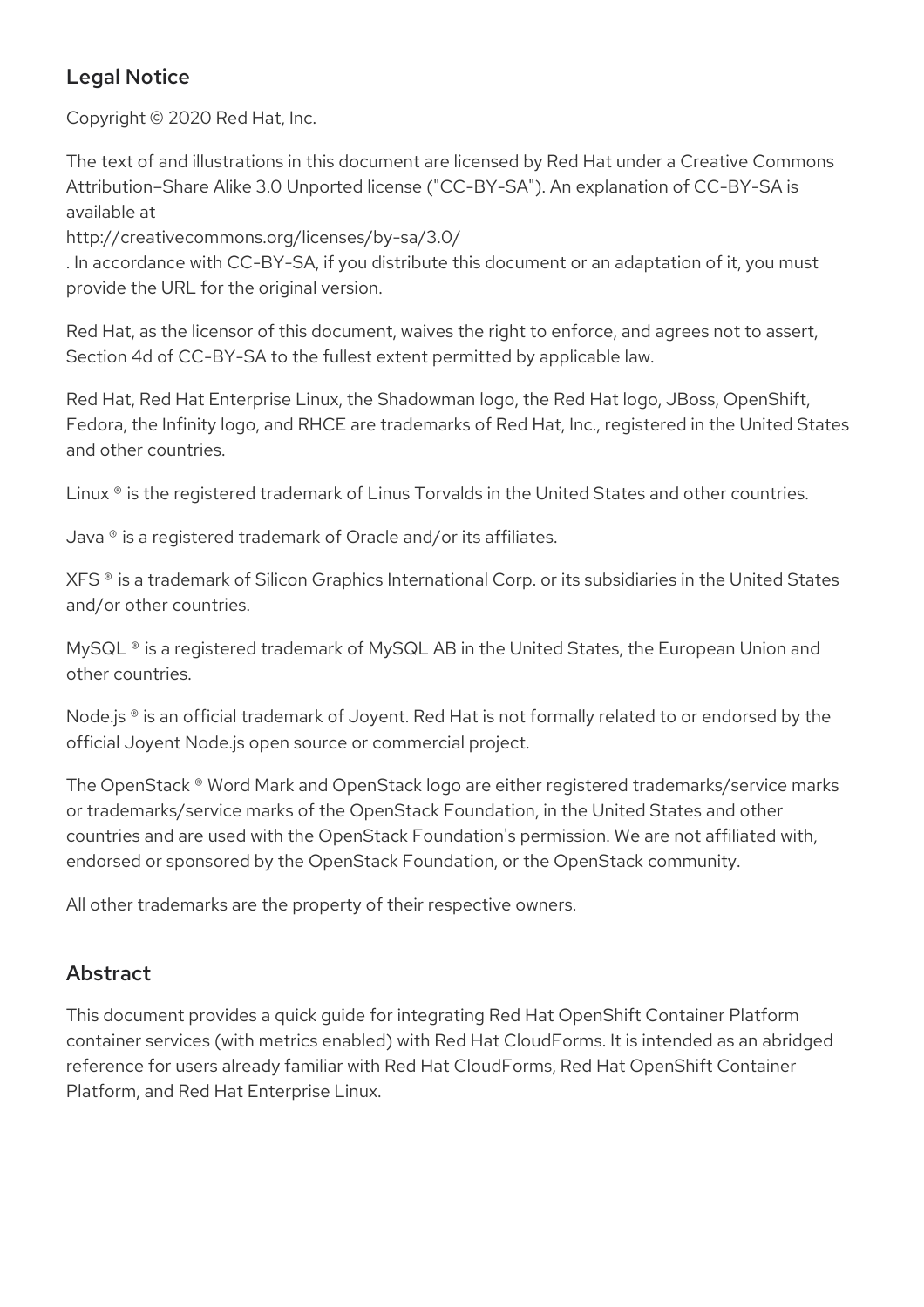## Legal Notice

Copyright © 2020 Red Hat, Inc.

The text of and illustrations in this document are licensed by Red Hat under a Creative Commons Attribution–Share Alike 3.0 Unported license ("CC-BY-SA"). An explanation of CC-BY-SA is available at
http://creativecommons.org/licenses/by-sa/3.0/
. In accordance with CC-BY-SA, if you distribute this document or an adaptation of it, you must provide the URL for the original version.

Red Hat, as the licensor of this document, waives the right to enforce, and agrees not to assert, Section 4d of CC-BY-SA to the fullest extent permitted by applicable law.

Red Hat, Red Hat Enterprise Linux, the Shadowman logo, the Red Hat logo, JBoss, OpenShift, Fedora, the Infinity logo, and RHCE are trademarks of Red Hat, Inc., registered in the United States and other countries.

Linux ® is the registered trademark of Linus Torvalds in the United States and other countries.

Java ® is a registered trademark of Oracle and/or its affiliates.

XFS ® is a trademark of Silicon Graphics International Corp. or its subsidiaries in the United States and/or other countries.

MySQL ® is a registered trademark of MySQL AB in the United States, the European Union and other countries.

Node.js ® is an official trademark of Joyent. Red Hat is not formally related to or endorsed by the official Joyent Node.js open source or commercial project.

The OpenStack ® Word Mark and OpenStack logo are either registered trademarks/service marks or trademarks/service marks of the OpenStack Foundation, in the United States and other countries and are used with the OpenStack Foundation's permission. We are not affiliated with, endorsed or sponsored by the OpenStack Foundation, or the OpenStack community.

All other trademarks are the property of their respective owners.

## Abstract

This document provides a quick guide for integrating Red Hat OpenShift Container Platform container services (with metrics enabled) with Red Hat CloudForms. It is intended as an abridged reference for users already familiar with Red Hat CloudForms, Red Hat OpenShift Container Platform, and Red Hat Enterprise Linux.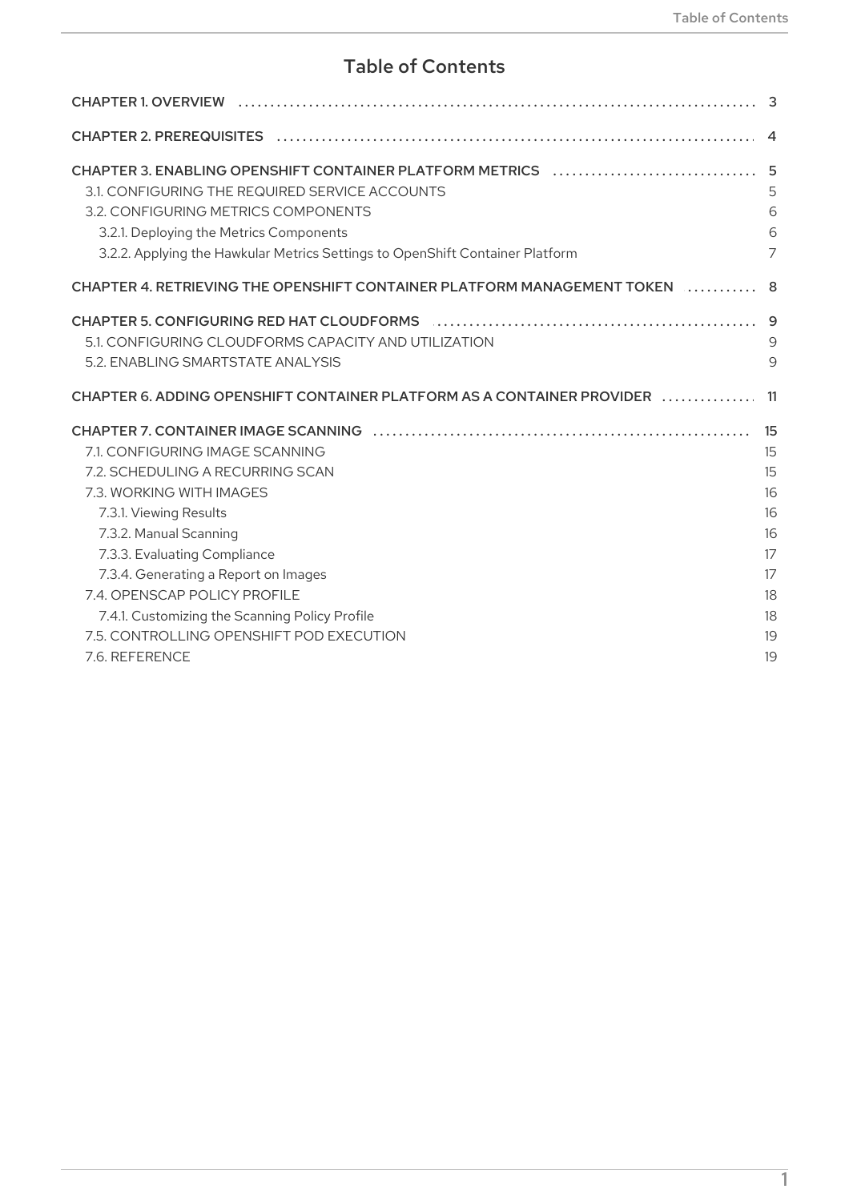# Table of Contents

| | |
|---|---|
| CHAPTER 1. OVERVIEW | 3 |
| CHAPTER 2. PREREQUISITES | 4 |
| CHAPTER 3. ENABLING OPENSHIFT CONTAINER PLATFORM METRICS | 5 |
| 3.1. CONFIGURING THE REQUIRED SERVICE ACCOUNTS | 5 |
| 3.2. CONFIGURING METRICS COMPONENTS | 6 |
| 3.2.1. Deploying the Metrics Components | 6 |
| 3.2.2. Applying the Hawkular Metrics Settings to OpenShift Container Platform | 7 |
| CHAPTER 4. RETRIEVING THE OPENSHIFT CONTAINER PLATFORM MANAGEMENT TOKEN | 8 |
| CHAPTER 5. CONFIGURING RED HAT CLOUDFORMS | 9 |
| 5.1. CONFIGURING CLOUDFORMS CAPACITY AND UTILIZATION | 9 |
| 5.2. ENABLING SMARTSTATE ANALYSIS | 9 |
| CHAPTER 6. ADDING OPENSHIFT CONTAINER PLATFORM AS A CONTAINER PROVIDER | 11 |
| CHAPTER 7. CONTAINER IMAGE SCANNING | 15 |
| 7.1. CONFIGURING IMAGE SCANNING | 15 |
| 7.2. SCHEDULING A RECURRING SCAN | 15 |
| 7.3. WORKING WITH IMAGES | 16 |
| 7.3.1. Viewing Results | 16 |
| 7.3.2. Manual Scanning | 16 |
| 7.3.3. Evaluating Compliance | 17 |
| 7.3.4. Generating a Report on Images | 17 |
| 7.4. OPENSCAP POLICY PROFILE | 18 |
| 7.4.1. Customizing the Scanning Policy Profile | 18 |
| 7.5. CONTROLLING OPENSHIFT POD EXECUTION | 19 |
| 7.6. REFERENCE | 19 |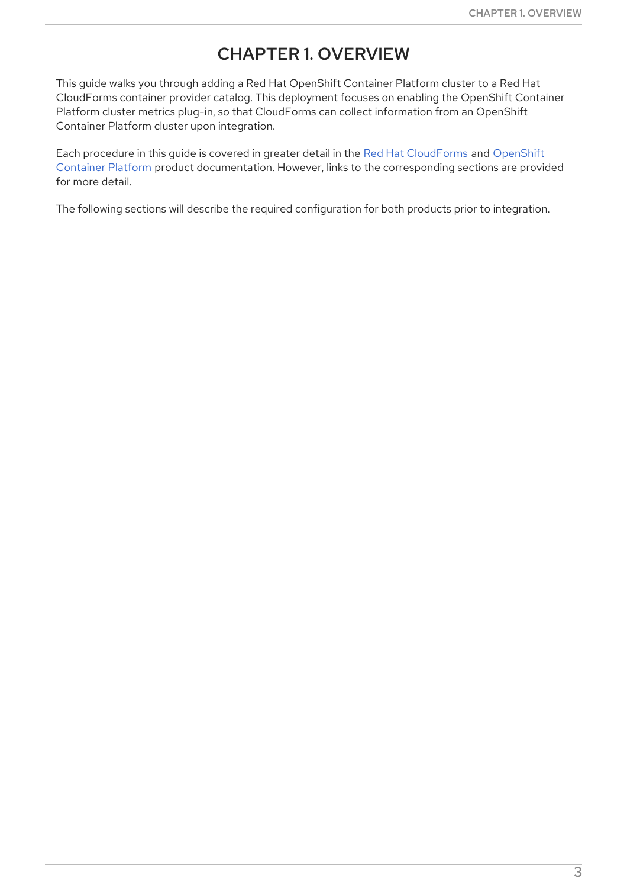# CHAPTER 1. OVERVIEW

This guide walks you through adding a Red Hat OpenShift Container Platform cluster to a Red Hat CloudForms container provider catalog. This deployment focuses on enabling the OpenShift Container Platform cluster metrics plug-in, so that CloudForms can collect information from an OpenShift Container Platform cluster upon integration.

Each procedure in this guide is covered in greater detail in the Red Hat CloudForms and OpenShift Container Platform product documentation. However, links to the corresponding sections are provided for more detail.

The following sections will describe the required configuration for both products prior to integration.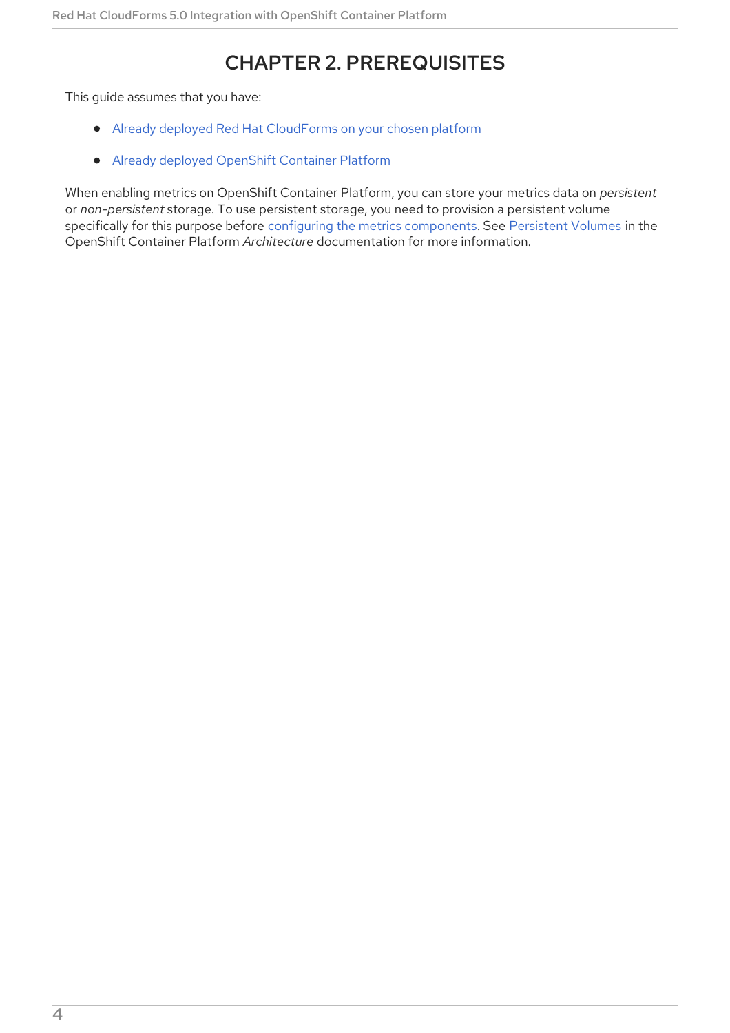# CHAPTER 2. PREREQUISITES

This guide assumes that you have:

- Already deployed Red Hat CloudForms on your chosen platform
- Already deployed OpenShift Container Platform

When enabling metrics on OpenShift Container Platform, you can store your metrics data on *persistent* or *non-persistent* storage. To use persistent storage, you need to provision a persistent volume specifically for this purpose before configuring the metrics components. See Persistent Volumes in the OpenShift Container Platform *Architecture* documentation for more information.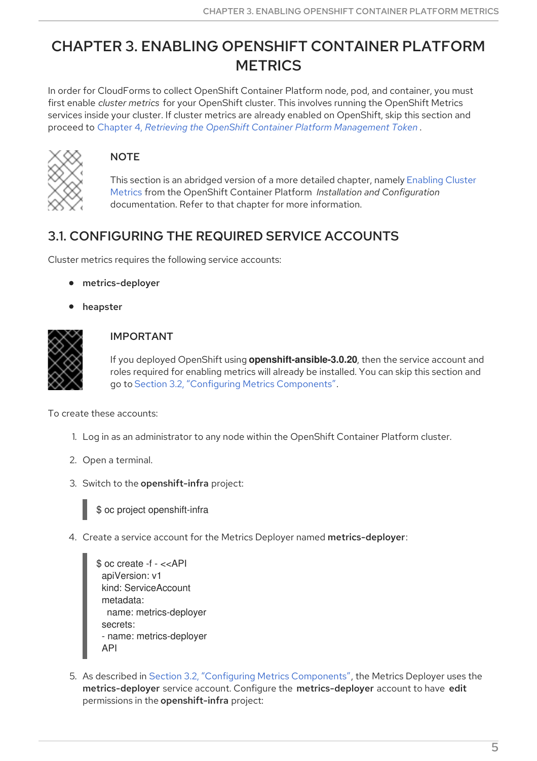# CHAPTER 3. ENABLING OPENSHIFT CONTAINER PLATFORM METRICS

In order for CloudForms to collect OpenShift Container Platform node, pod, and container, you must first enable *cluster metrics* for your OpenShift cluster. This involves running the OpenShift Metrics services inside your cluster. If cluster metrics are already enabled on OpenShift, skip this section and proceed to Chapter 4, *Retrieving the OpenShift Container Platform Management Token*.

> **NOTE**
>
> This section is an abridged version of a more detailed chapter, namely Enabling Cluster Metrics from the OpenShift Container Platform *Installation and Configuration* documentation. Refer to that chapter for more information.

## 3.1. CONFIGURING THE REQUIRED SERVICE ACCOUNTS

Cluster metrics requires the following service accounts:

- **metrics-deployer**
- **heapster**

> **IMPORTANT**
>
> If you deployed OpenShift using **openshift-ansible-3.0.20**, then the service account and roles required for enabling metrics will already be installed. You can skip this section and go to Section 3.2, "Configuring Metrics Components".

To create these accounts:

1. Log in as an administrator to any node within the OpenShift Container Platform cluster.
2. Open a terminal.
3. Switch to the **openshift-infra** project:

```
$ oc project openshift-infra
```

4. Create a service account for the Metrics Deployer named **metrics-deployer**:

```
$ oc create -f - <<API
 apiVersion: v1
 kind: ServiceAccount
 metadata:
   name: metrics-deployer
 secrets:
 - name: metrics-deployer
 API
```

5. As described in Section 3.2, "Configuring Metrics Components", the Metrics Deployer uses the **metrics-deployer** service account. Configure the **metrics-deployer** account to have **edit** permissions in the **openshift-infra** project: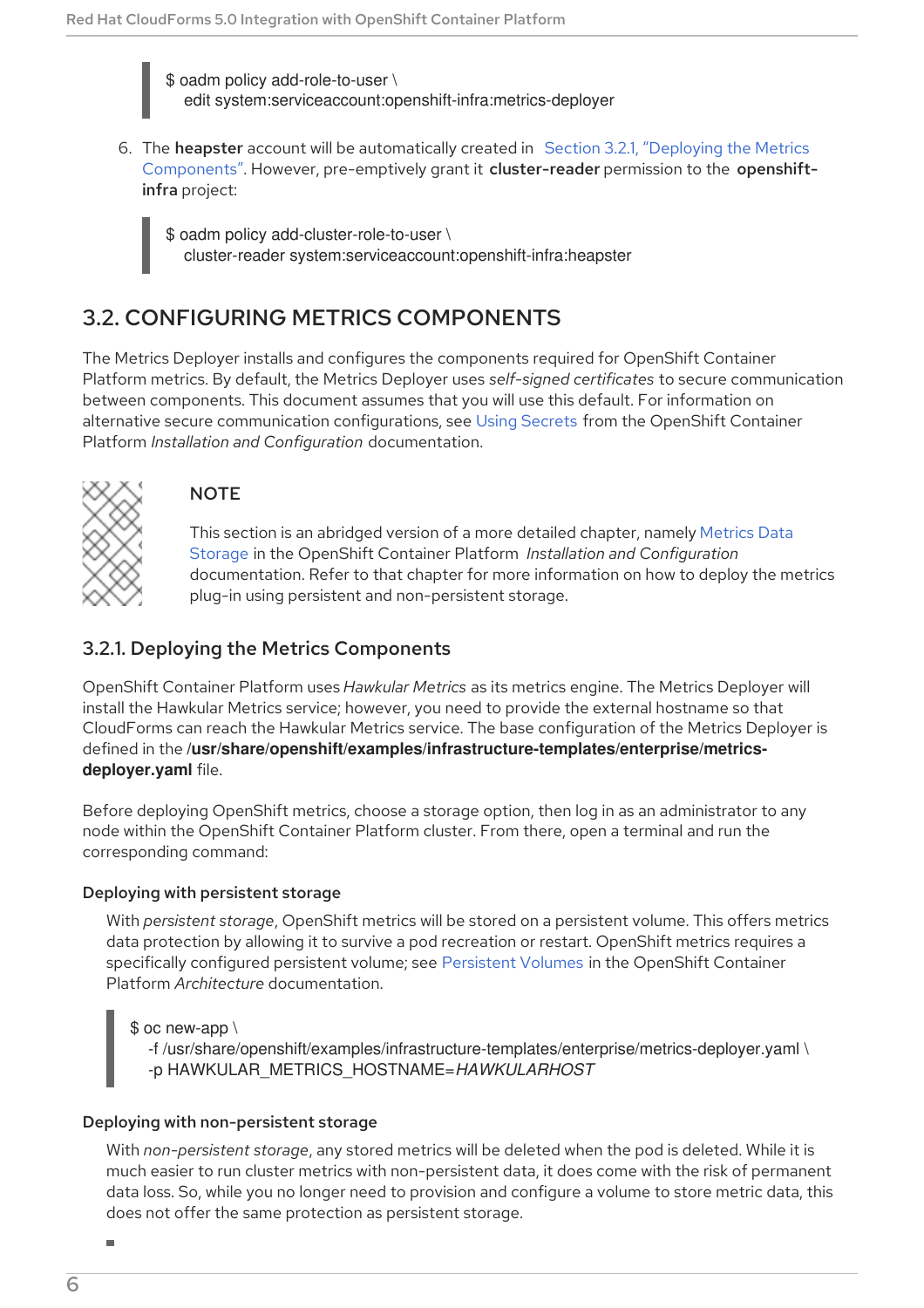```
$ oadm policy add-role-to-user \
    edit system:serviceaccount:openshift-infra:metrics-deployer
```

6. The **heapster** account will be automatically created in Section 3.2.1, "Deploying the Metrics Components". However, pre-emptively grant it **cluster-reader** permission to the **openshift-infra** project:

```
$ oadm policy add-cluster-role-to-user \
    cluster-reader system:serviceaccount:openshift-infra:heapster
```

## 3.2. CONFIGURING METRICS COMPONENTS

The Metrics Deployer installs and configures the components required for OpenShift Container Platform metrics. By default, the Metrics Deployer uses *self-signed certificates* to secure communication between components. This document assumes that you will use this default. For information on alternative secure communication configurations, see Using Secrets from the OpenShift Container Platform *Installation and Configuration* documentation.

> **NOTE**
>
> This section is an abridged version of a more detailed chapter, namely Metrics Data Storage in the OpenShift Container Platform *Installation and Configuration* documentation. Refer to that chapter for more information on how to deploy the metrics plug-in using persistent and non-persistent storage.

### 3.2.1. Deploying the Metrics Components

OpenShift Container Platform uses *Hawkular Metrics* as its metrics engine. The Metrics Deployer will install the Hawkular Metrics service; however, you need to provide the external hostname so that CloudForms can reach the Hawkular Metrics service. The base configuration of the Metrics Deployer is defined in the **/usr/share/openshift/examples/infrastructure-templates/enterprise/metrics-deployer.yaml** file.

Before deploying OpenShift metrics, choose a storage option, then log in as an administrator to any node within the OpenShift Container Platform cluster. From there, open a terminal and run the corresponding command:

**Deploying with persistent storage**

With *persistent storage*, OpenShift metrics will be stored on a persistent volume. This offers metrics data protection by allowing it to survive a pod recreation or restart. OpenShift metrics requires a specifically configured persistent volume; see Persistent Volumes in the OpenShift Container Platform *Architecture* documentation.

```
$ oc new-app \
    -f /usr/share/openshift/examples/infrastructure-templates/enterprise/metrics-deployer.yaml \
    -p HAWKULAR_METRICS_HOSTNAME=HAWKULARHOST
```

**Deploying with non-persistent storage**

With *non-persistent storage*, any stored metrics will be deleted when the pod is deleted. While it is much easier to run cluster metrics with non-persistent data, it does come with the risk of permanent data loss. So, while you no longer need to provision and configure a volume to store metric data, this does not offer the same protection as persistent storage.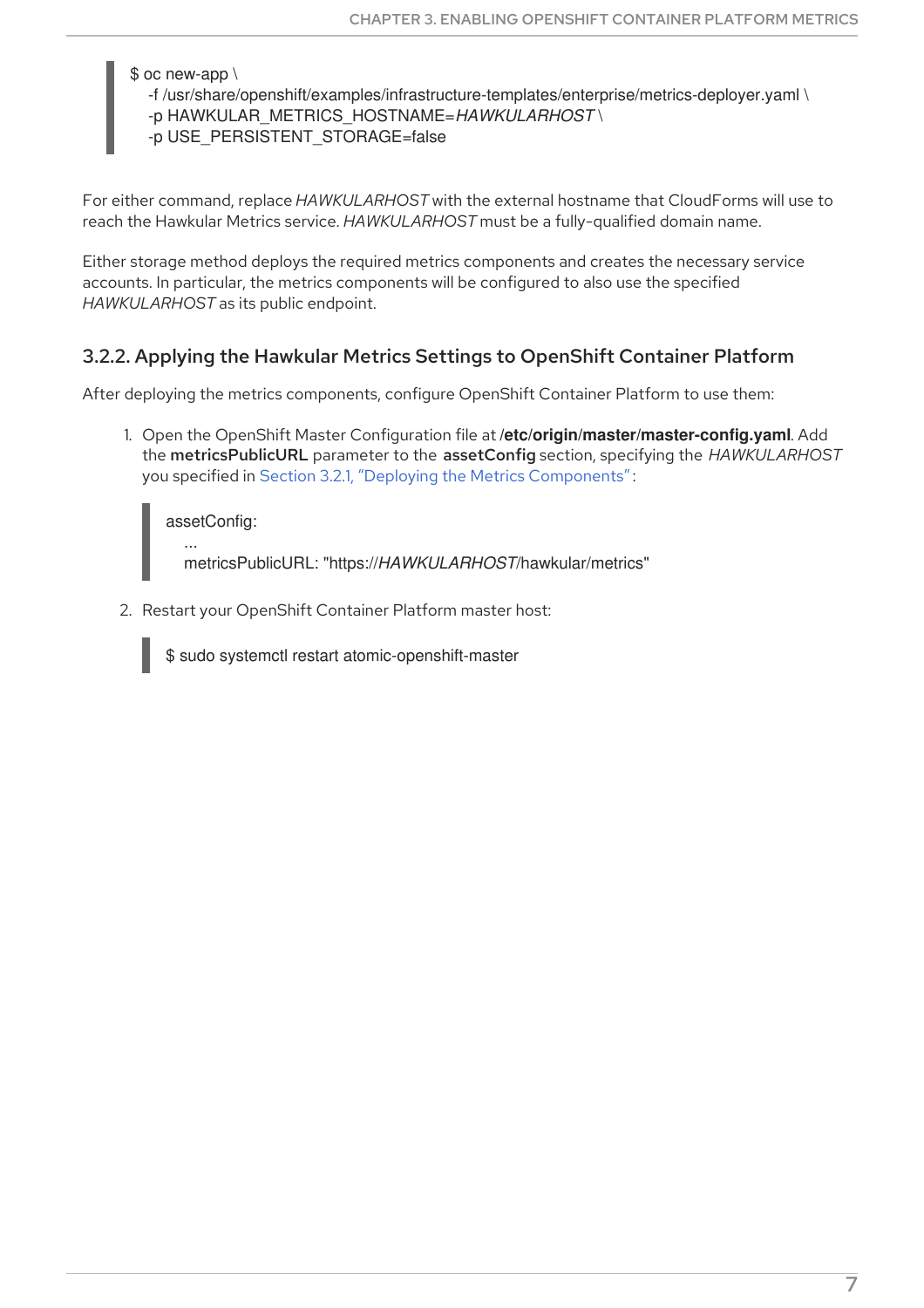```
$ oc new-app \
  -f /usr/share/openshift/examples/infrastructure-templates/enterprise/metrics-deployer.yaml \
  -p HAWKULAR_METRICS_HOSTNAME=HAWKULARHOST \
  -p USE_PERSISTENT_STORAGE=false
```

For either command, replace *HAWKULARHOST* with the external hostname that CloudForms will use to reach the Hawkular Metrics service. *HAWKULARHOST* must be a fully-qualified domain name.

Either storage method deploys the required metrics components and creates the necessary service accounts. In particular, the metrics components will be configured to also use the specified *HAWKULARHOST* as its public endpoint.

### 3.2.2. Applying the Hawkular Metrics Settings to OpenShift Container Platform

After deploying the metrics components, configure OpenShift Container Platform to use them:

1. Open the OpenShift Master Configuration file at **/etc/origin/master/master-config.yaml**. Add the **metricsPublicURL** parameter to the **assetConfig** section, specifying the *HAWKULARHOST* you specified in Section 3.2.1, "Deploying the Metrics Components":

   ```
   assetConfig:
     ...
     metricsPublicURL: "https://HAWKULARHOST/hawkular/metrics"
   ```

2. Restart your OpenShift Container Platform master host:

   ```
   $ sudo systemctl restart atomic-openshift-master
   ```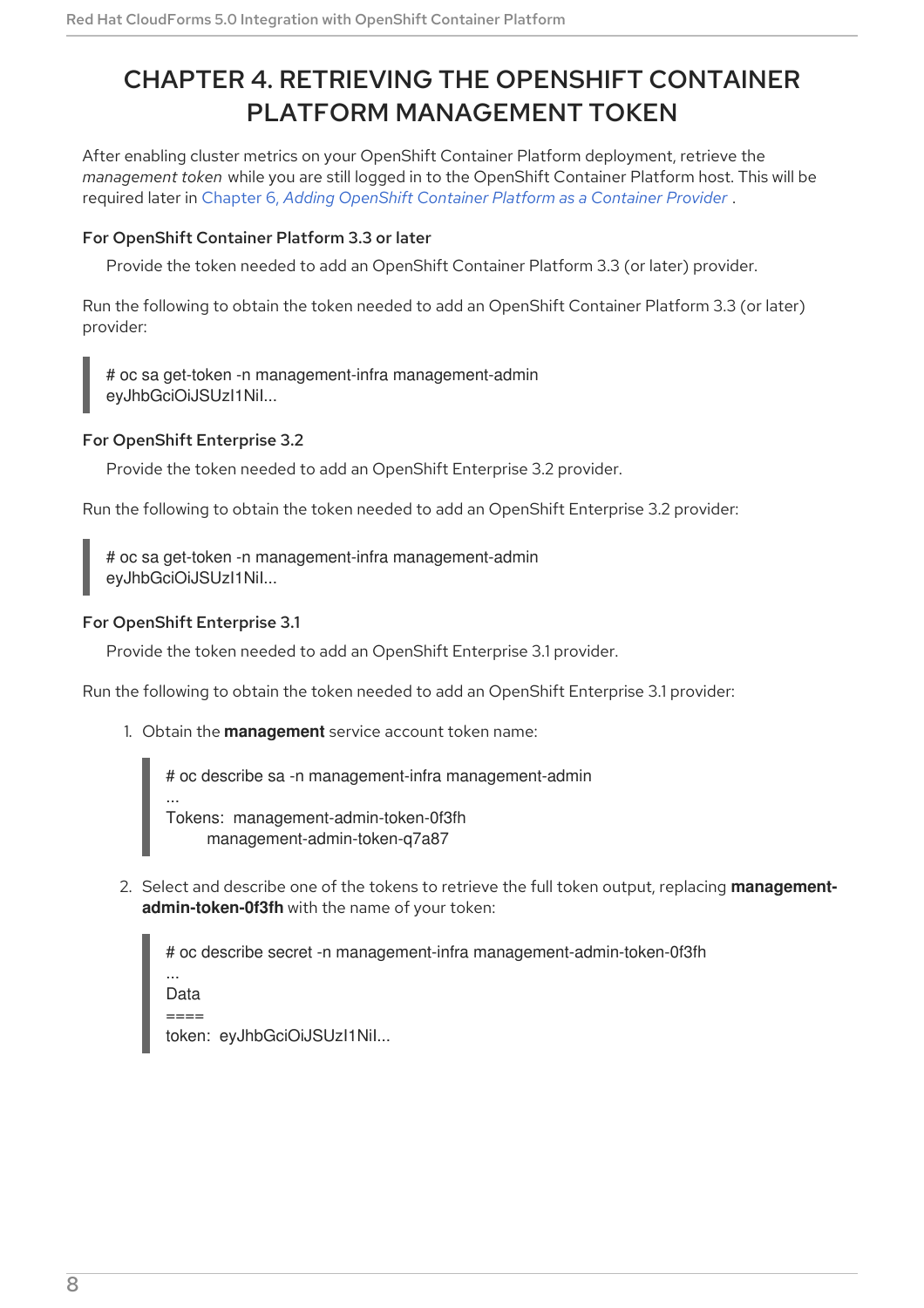# CHAPTER 4. RETRIEVING THE OPENSHIFT CONTAINER PLATFORM MANAGEMENT TOKEN

After enabling cluster metrics on your OpenShift Container Platform deployment, retrieve the *management token* while you are still logged in to the OpenShift Container Platform host. This will be required later in Chapter 6, *Adding OpenShift Container Platform as a Container Provider* .

#### For OpenShift Container Platform 3.3 or later

Provide the token needed to add an OpenShift Container Platform 3.3 (or later) provider.

Run the following to obtain the token needed to add an OpenShift Container Platform 3.3 (or later) provider:

```
# oc sa get-token -n management-infra management-admin
eyJhbGciOiJSUzI1NiI...
```

#### For OpenShift Enterprise 3.2

Provide the token needed to add an OpenShift Enterprise 3.2 provider.

Run the following to obtain the token needed to add an OpenShift Enterprise 3.2 provider:

```
# oc sa get-token -n management-infra management-admin
eyJhbGciOiJSUzI1NiI...
```

#### For OpenShift Enterprise 3.1

Provide the token needed to add an OpenShift Enterprise 3.1 provider.

Run the following to obtain the token needed to add an OpenShift Enterprise 3.1 provider:

1. Obtain the **management** service account token name:

   ```
   # oc describe sa -n management-infra management-admin
   ...
   Tokens:  management-admin-token-0f3fh
            management-admin-token-q7a87
   ```

2. Select and describe one of the tokens to retrieve the full token output, replacing **management-admin-token-0f3fh** with the name of your token:

   ```
   # oc describe secret -n management-infra management-admin-token-0f3fh
   ...
   Data
   ====
   token:  eyJhbGciOiJSUzI1NiI...
   ```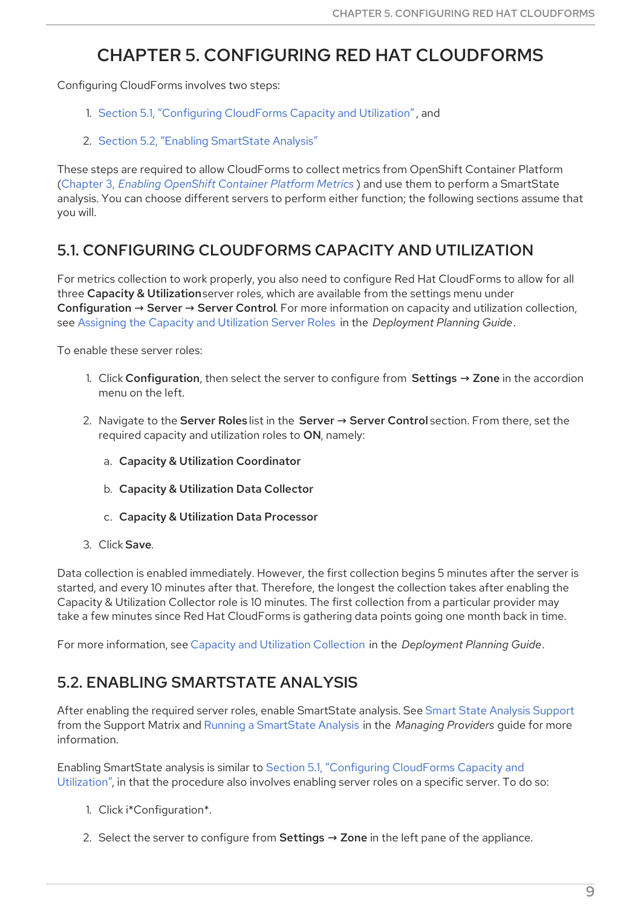# CHAPTER 5. CONFIGURING RED HAT CLOUDFORMS

Configuring CloudForms involves two steps:

1. Section 5.1, "Configuring CloudForms Capacity and Utilization", and
2. Section 5.2, "Enabling SmartState Analysis"

These steps are required to allow CloudForms to collect metrics from OpenShift Container Platform (Chapter 3, *Enabling OpenShift Container Platform Metrics*) and use them to perform a SmartState analysis. You can choose different servers to perform either function; the following sections assume that you will.

## 5.1. CONFIGURING CLOUDFORMS CAPACITY AND UTILIZATION

For metrics collection to work properly, you also need to configure Red Hat CloudForms to allow for all three **Capacity & Utilization** server roles, which are available from the settings menu under **Configuration → Server → Server Control**. For more information on capacity and utilization collection, see Assigning the Capacity and Utilization Server Roles in the *Deployment Planning Guide*.

To enable these server roles:

1. Click **Configuration**, then select the server to configure from **Settings → Zone** in the accordion menu on the left.
2. Navigate to the **Server Roles** list in the **Server → Server Control** section. From there, set the required capacity and utilization roles to **ON**, namely:
   a. **Capacity & Utilization Coordinator**
   b. **Capacity & Utilization Data Collector**
   c. **Capacity & Utilization Data Processor**
3. Click **Save**.

Data collection is enabled immediately. However, the first collection begins 5 minutes after the server is started, and every 10 minutes after that. Therefore, the longest the collection takes after enabling the Capacity & Utilization Collector role is 10 minutes. The first collection from a particular provider may take a few minutes since Red Hat CloudForms is gathering data points going one month back in time.

For more information, see Capacity and Utilization Collection in the *Deployment Planning Guide*.

## 5.2. ENABLING SMARTSTATE ANALYSIS

After enabling the required server roles, enable SmartState analysis. See Smart State Analysis Support from the Support Matrix and Running a SmartState Analysis in the *Managing Providers* guide for more information.

Enabling SmartState analysis is similar to Section 5.1, "Configuring CloudForms Capacity and Utilization", in that the procedure also involves enabling server roles on a specific server. To do so:

1. Click i*Configuration*.
2. Select the server to configure from **Settings → Zone** in the left pane of the appliance.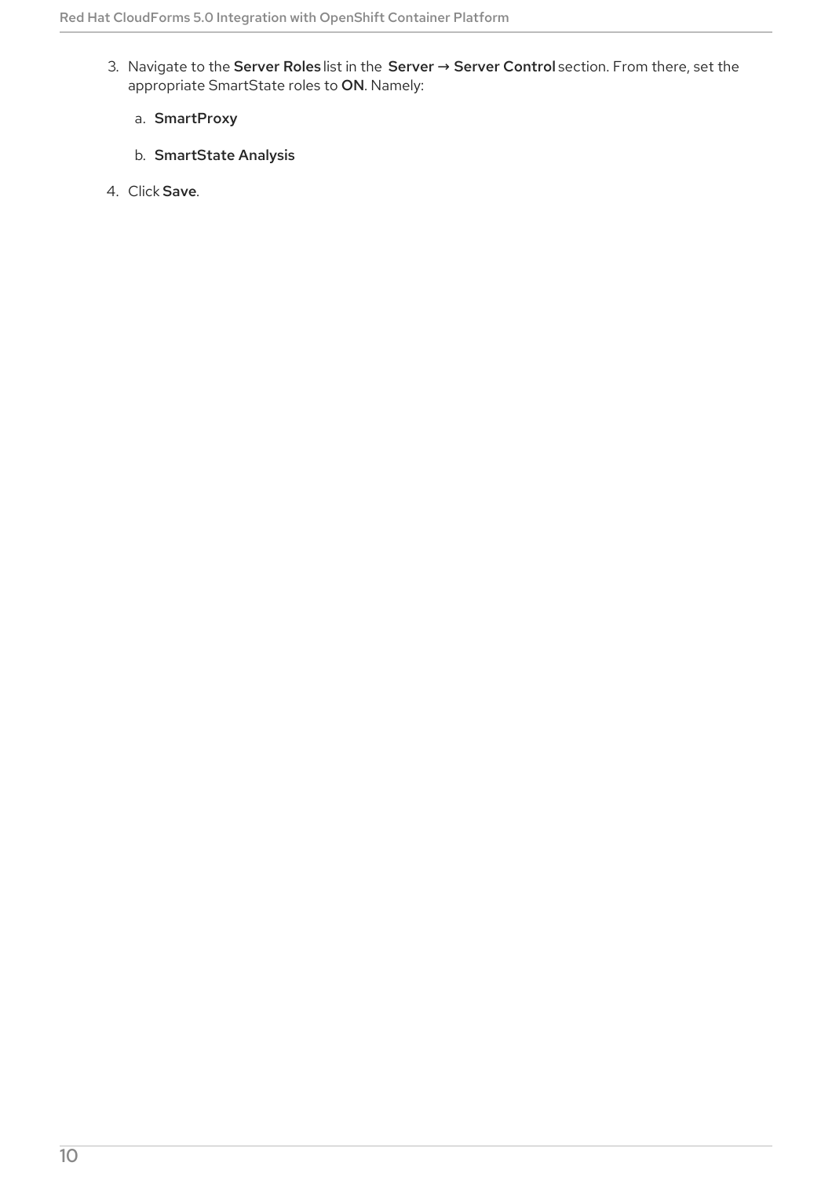3. Navigate to the **Server Roles** list in the **Server → Server Control** section. From there, set the appropriate SmartState roles to **ON**. Namely:

    a. **SmartProxy**

    b. **SmartState Analysis**

4. Click **Save**.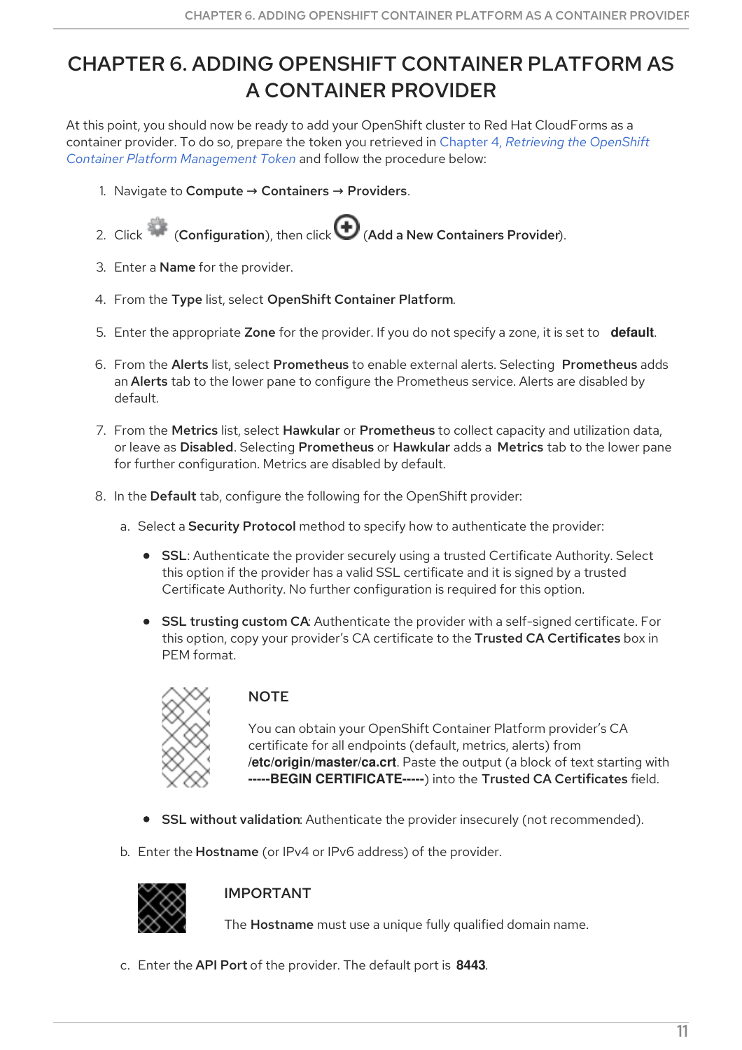# CHAPTER 6. ADDING OPENSHIFT CONTAINER PLATFORM AS A CONTAINER PROVIDER

At this point, you should now be ready to add your OpenShift cluster to Red Hat CloudForms as a container provider. To do so, prepare the token you retrieved in Chapter 4, *Retrieving the OpenShift Container Platform Management Token* and follow the procedure below:

1. Navigate to **Compute** → **Containers** → **Providers**.
2. Click (**Configuration**), then click (**Add a New Containers Provider**).
3. Enter a **Name** for the provider.
4. From the **Type** list, select **OpenShift Container Platform**.
5. Enter the appropriate **Zone** for the provider. If you do not specify a zone, it is set to **default**.
6. From the **Alerts** list, select **Prometheus** to enable external alerts. Selecting **Prometheus** adds an **Alerts** tab to the lower pane to configure the Prometheus service. Alerts are disabled by default.
7. From the **Metrics** list, select **Hawkular** or **Prometheus** to collect capacity and utilization data, or leave as **Disabled**. Selecting **Prometheus** or **Hawkular** adds a **Metrics** tab to the lower pane for further configuration. Metrics are disabled by default.
8. In the **Default** tab, configure the following for the OpenShift provider:
    a. Select a **Security Protocol** method to specify how to authenticate the provider:
        - **SSL**: Authenticate the provider securely using a trusted Certificate Authority. Select this option if the provider has a valid SSL certificate and it is signed by a trusted Certificate Authority. No further configuration is required for this option.
        - **SSL trusting custom CA**: Authenticate the provider with a self-signed certificate. For this option, copy your provider's CA certificate to the **Trusted CA Certificates** box in PEM format.

        > **NOTE**
        >
        > You can obtain your OpenShift Container Platform provider's CA certificate for all endpoints (default, metrics, alerts) from **/etc/origin/master/ca.crt**. Paste the output (a block of text starting with **-----BEGIN CERTIFICATE-----**) into the **Trusted CA Certificates** field.

        - **SSL without validation**: Authenticate the provider insecurely (not recommended).
    b. Enter the **Hostname** (or IPv4 or IPv6 address) of the provider.

        > **IMPORTANT**
        >
        > The **Hostname** must use a unique fully qualified domain name.

    c. Enter the **API Port** of the provider. The default port is **8443**.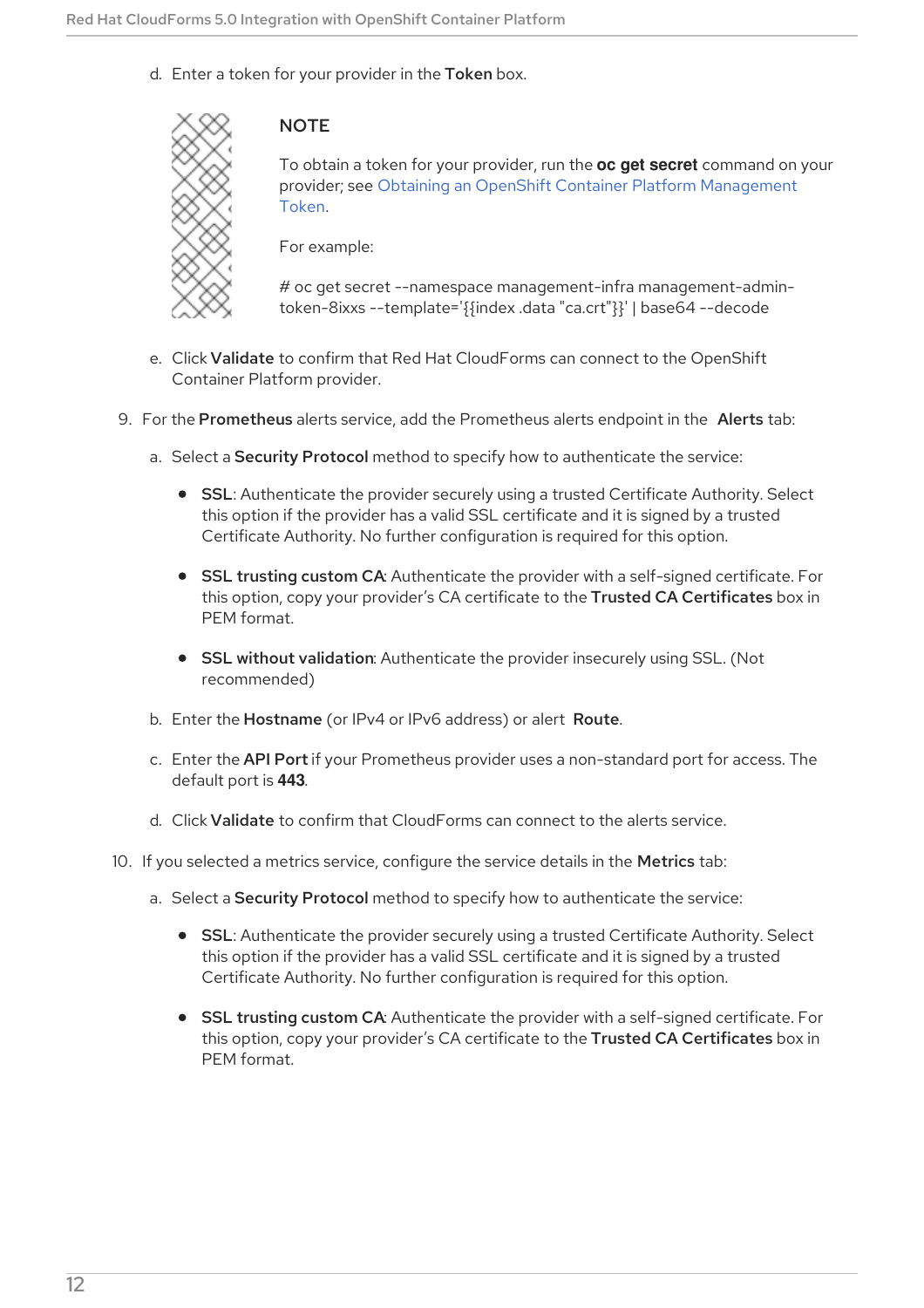d. Enter a token for your provider in the **Token** box.

> **NOTE**
>
> To obtain a token for your provider, run the **oc get secret** command on your provider; see Obtaining an OpenShift Container Platform Management Token.
>
> For example:
>
> # oc get secret --namespace management-infra management-admin-token-8ixxs --template='{{index .data "ca.crt"}}' | base64 --decode

e. Click **Validate** to confirm that Red Hat CloudForms can connect to the OpenShift Container Platform provider.

9. For the **Prometheus** alerts service, add the Prometheus alerts endpoint in the **Alerts** tab:

    a. Select a **Security Protocol** method to specify how to authenticate the service:

    - **SSL**: Authenticate the provider securely using a trusted Certificate Authority. Select this option if the provider has a valid SSL certificate and it is signed by a trusted Certificate Authority. No further configuration is required for this option.
    - **SSL trusting custom CA**: Authenticate the provider with a self-signed certificate. For this option, copy your provider's CA certificate to the **Trusted CA Certificates** box in PEM format.
    - **SSL without validation**: Authenticate the provider insecurely using SSL. (Not recommended)

    b. Enter the **Hostname** (or IPv4 or IPv6 address) or alert **Route**.

    c. Enter the **API Port** if your Prometheus provider uses a non-standard port for access. The default port is **443**.

    d. Click **Validate** to confirm that CloudForms can connect to the alerts service.

10. If you selected a metrics service, configure the service details in the **Metrics** tab:

    a. Select a **Security Protocol** method to specify how to authenticate the service:

    - **SSL**: Authenticate the provider securely using a trusted Certificate Authority. Select this option if the provider has a valid SSL certificate and it is signed by a trusted Certificate Authority. No further configuration is required for this option.
    - **SSL trusting custom CA**: Authenticate the provider with a self-signed certificate. For this option, copy your provider's CA certificate to the **Trusted CA Certificates** box in PEM format.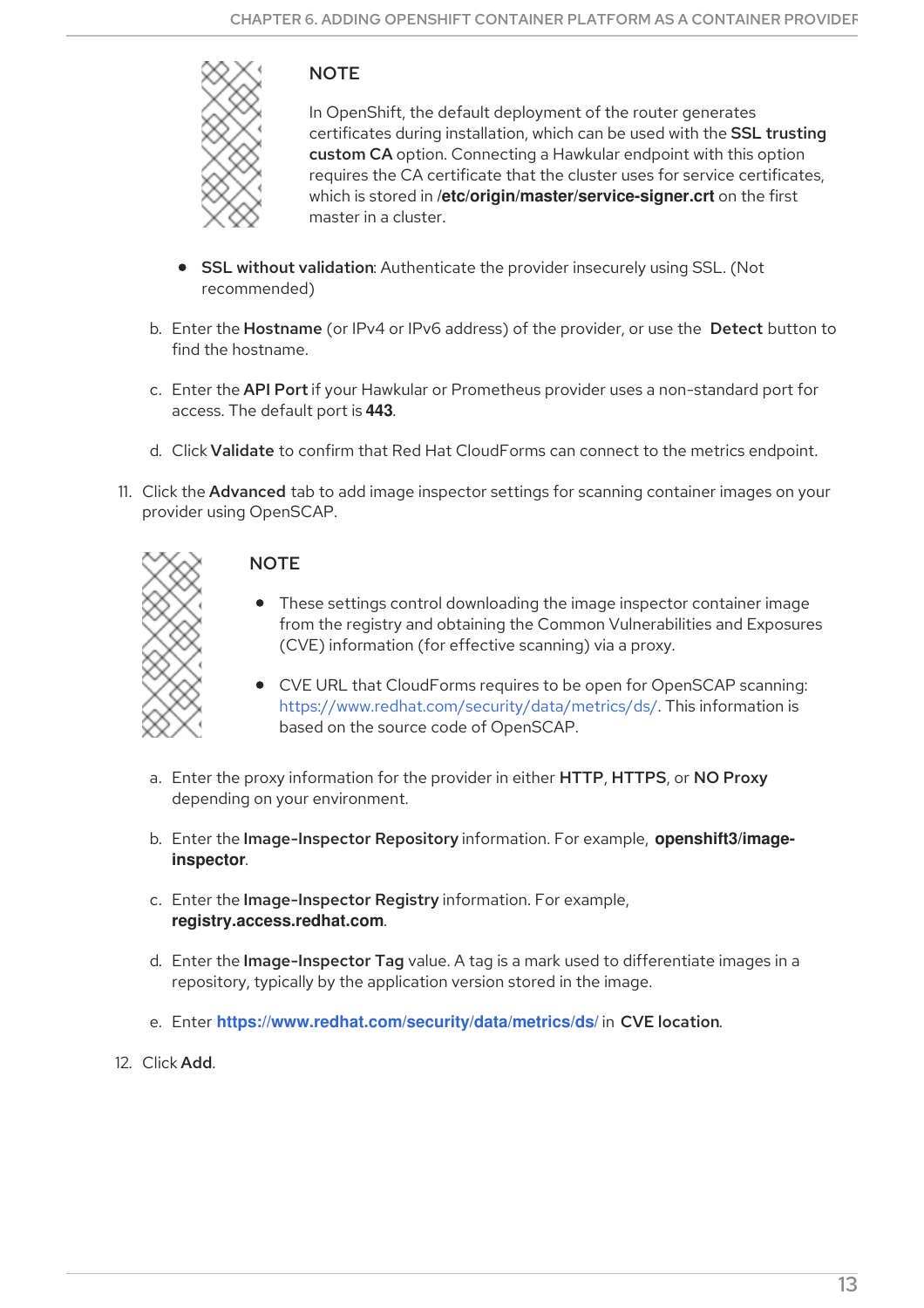> **NOTE**
>
> In OpenShift, the default deployment of the router generates certificates during installation, which can be used with the **SSL trusting custom CA** option. Connecting a Hawkular endpoint with this option requires the CA certificate that the cluster uses for service certificates, which is stored in **/etc/origin/master/service-signer.crt** on the first master in a cluster.

- **SSL without validation**: Authenticate the provider insecurely using SSL. (Not recommended)

b. Enter the **Hostname** (or IPv4 or IPv6 address) of the provider, or use the **Detect** button to find the hostname.

c. Enter the **API Port** if your Hawkular or Prometheus provider uses a non-standard port for access. The default port is **443**.

d. Click **Validate** to confirm that Red Hat CloudForms can connect to the metrics endpoint.

11. Click the **Advanced** tab to add image inspector settings for scanning container images on your provider using OpenSCAP.

> **NOTE**
>
> - These settings control downloading the image inspector container image from the registry and obtaining the Common Vulnerabilities and Exposures (CVE) information (for effective scanning) via a proxy.
> - CVE URL that CloudForms requires to be open for OpenSCAP scanning: https://www.redhat.com/security/data/metrics/ds/. This information is based on the source code of OpenSCAP.

a. Enter the proxy information for the provider in either **HTTP**, **HTTPS**, or **NO Proxy** depending on your environment.

b. Enter the **Image-Inspector Repository** information. For example, **openshift3/image-inspector**.

c. Enter the **Image-Inspector Registry** information. For example, **registry.access.redhat.com**.

d. Enter the **Image-Inspector Tag** value. A tag is a mark used to differentiate images in a repository, typically by the application version stored in the image.

e. Enter **https://www.redhat.com/security/data/metrics/ds/** in **CVE location**.

12. Click **Add**.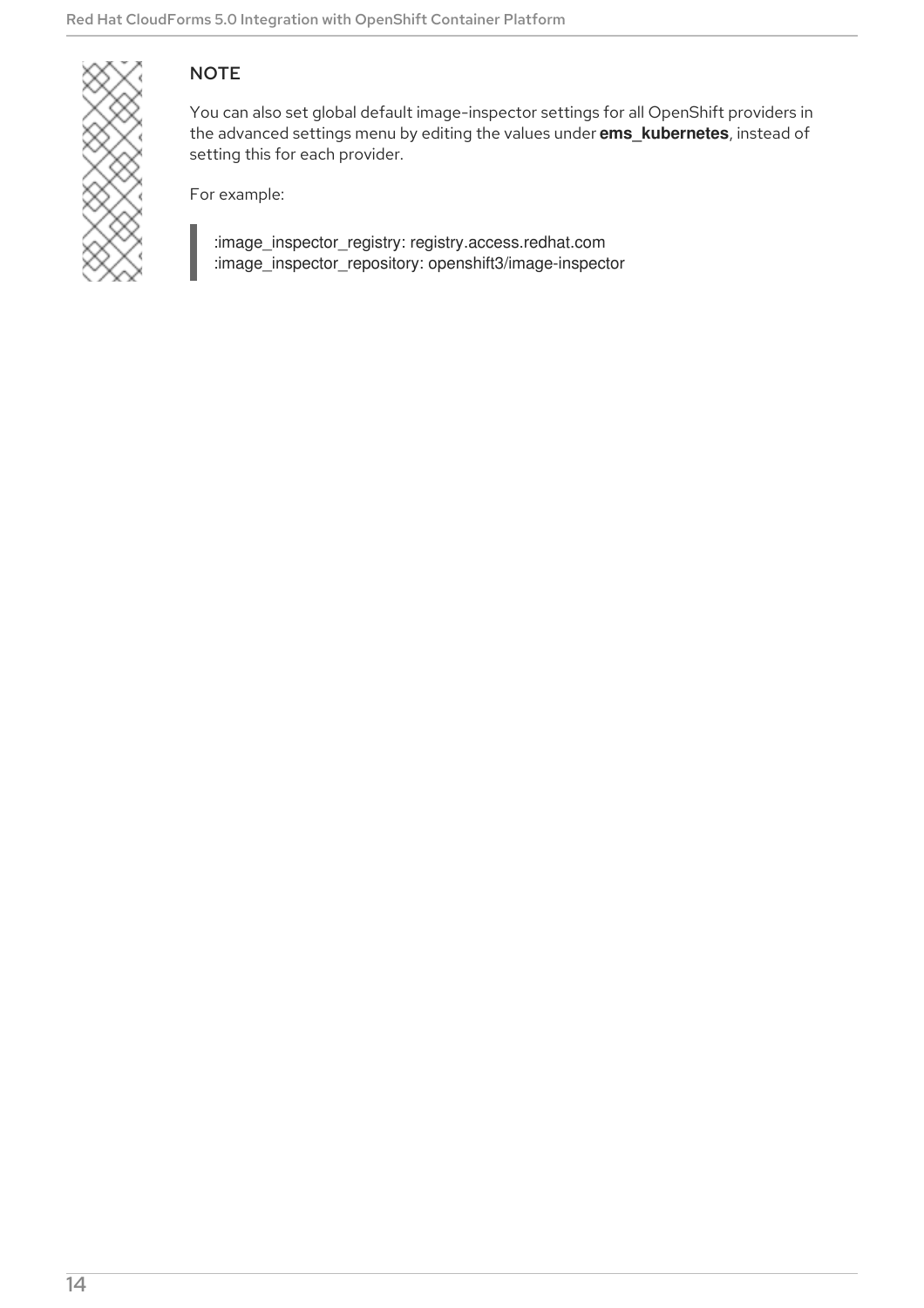**NOTE**

You can also set global default image-inspector settings for all OpenShift providers in the advanced settings menu by editing the values under **ems_kubernetes**, instead of setting this for each provider.

For example:

```
:image_inspector_registry: registry.access.redhat.com
:image_inspector_repository: openshift3/image-inspector
```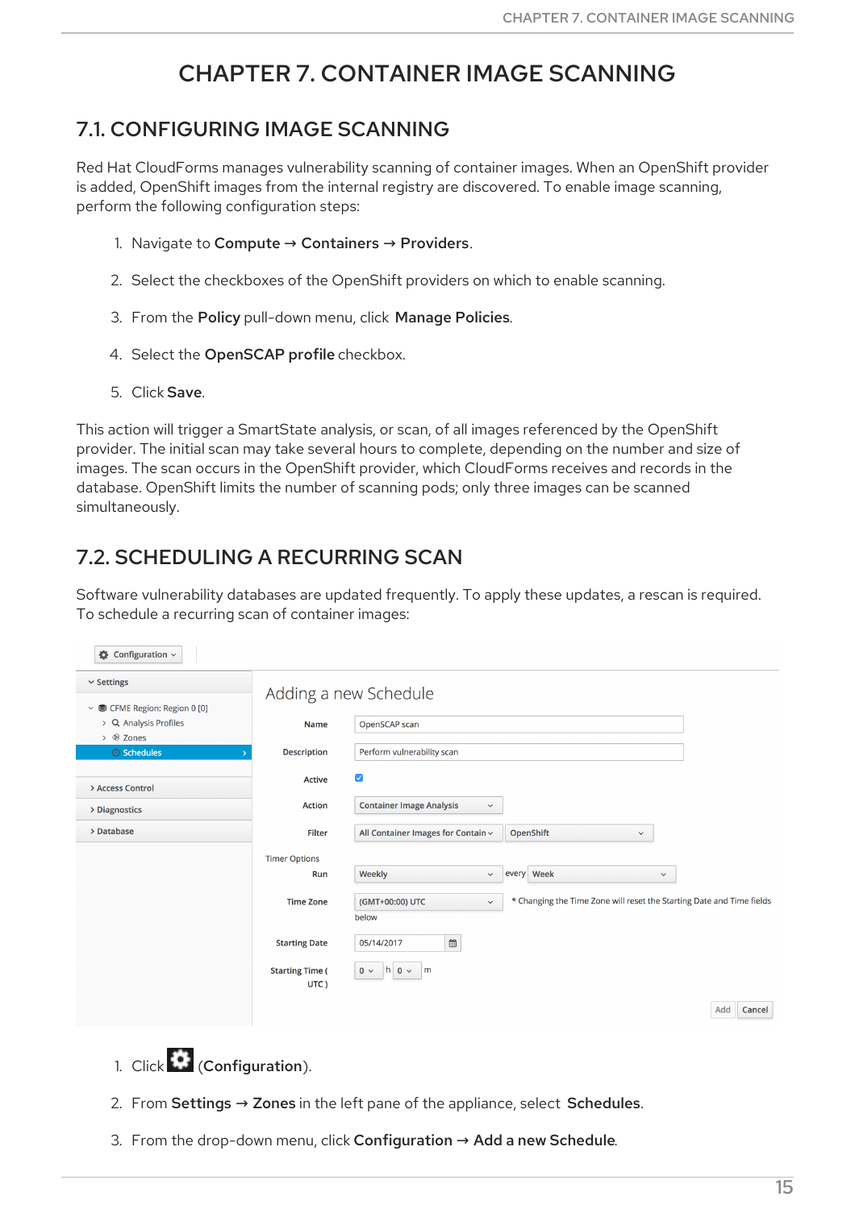# CHAPTER 7. CONTAINER IMAGE SCANNING

## 7.1. CONFIGURING IMAGE SCANNING

Red Hat CloudForms manages vulnerability scanning of container images. When an OpenShift provider is added, OpenShift images from the internal registry are discovered. To enable image scanning, perform the following configuration steps:

1. Navigate to **Compute** → **Containers** → **Providers**.
2. Select the checkboxes of the OpenShift providers on which to enable scanning.
3. From the **Policy** pull-down menu, click **Manage Policies**.
4. Select the **OpenSCAP profile** checkbox.
5. Click **Save**.

This action will trigger a SmartState analysis, or scan, of all images referenced by the OpenShift provider. The initial scan may take several hours to complete, depending on the number and size of images. The scan occurs in the OpenShift provider, which CloudForms receives and records in the database. OpenShift limits the number of scanning pods; only three images can be scanned simultaneously.

## 7.2. SCHEDULING A RECURRING SCAN

Software vulnerability databases are updated frequently. To apply these updates, a rescan is required. To schedule a recurring scan of container images:

1. Click (**Configuration**).
2. From **Settings** → **Zones** in the left pane of the appliance, select **Schedules**.
3. From the drop-down menu, click **Configuration** → **Add a new Schedule**.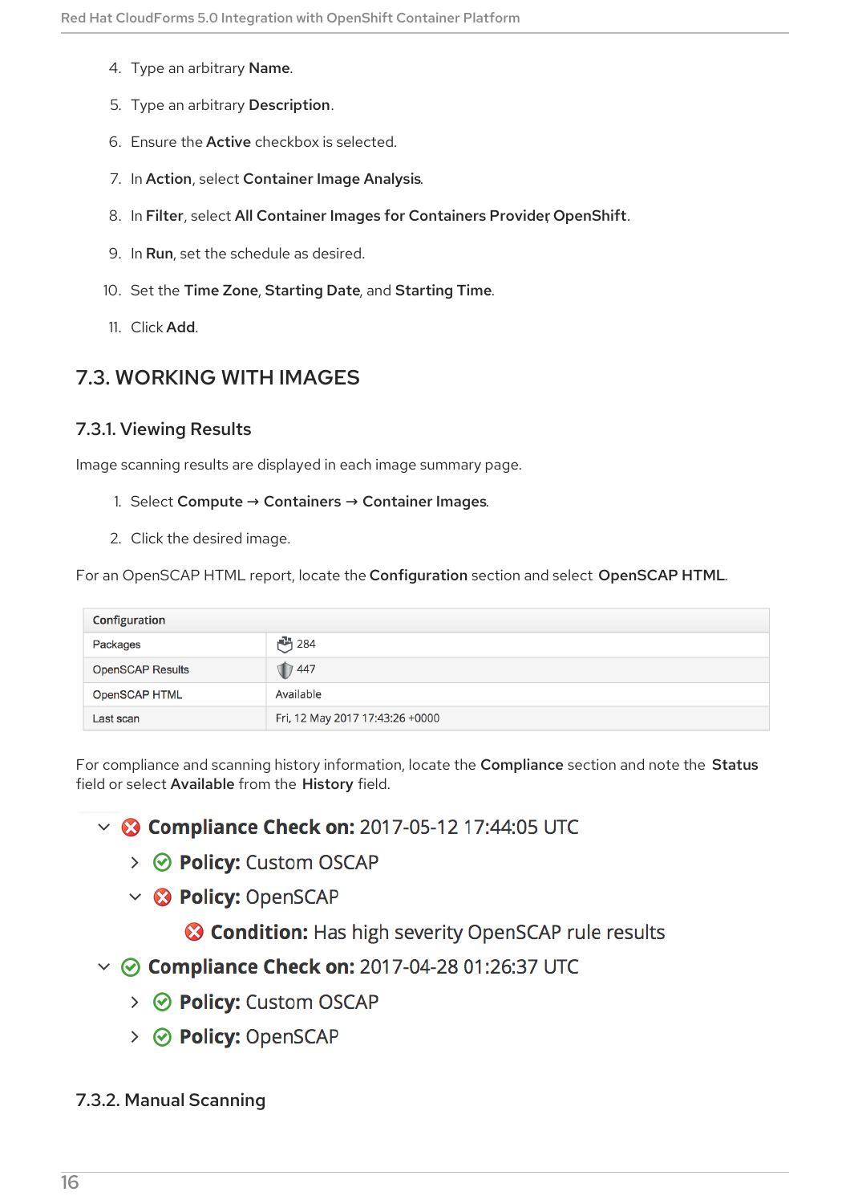4. Type an arbitrary **Name**.
5. Type an arbitrary **Description**.
6. Ensure the **Active** checkbox is selected.
7. In **Action**, select **Container Image Analysis**.
8. In **Filter**, select **All Container Images for Containers Provider, OpenShift**.
9. In **Run**, set the schedule as desired.
10. Set the **Time Zone**, **Starting Date**, and **Starting Time**.
11. Click **Add**.

## 7.3. WORKING WITH IMAGES

### 7.3.1. Viewing Results

Image scanning results are displayed in each image summary page.

1. Select **Compute → Containers → Container Images**.
2. Click the desired image.

For an OpenSCAP HTML report, locate the **Configuration** section and select **OpenSCAP HTML**.

| Configuration | |
|---|---|
| Packages | 284 |
| OpenSCAP Results | 447 |
| OpenSCAP HTML | Available |
| Last scan | Fri, 12 May 2017 17:43:26 +0000 |

For compliance and scanning history information, locate the **Compliance** section and note the **Status** field or select **Available** from the **History** field.

- **Compliance Check on:** 2017-05-12 17:44:05 UTC
  - **Policy:** Custom OSCAP
  - **Policy:** OpenSCAP
    - **Condition:** Has high severity OpenSCAP rule results
- **Compliance Check on:** 2017-04-28 01:26:37 UTC
  - **Policy:** Custom OSCAP
  - **Policy:** OpenSCAP

### 7.3.2. Manual Scanning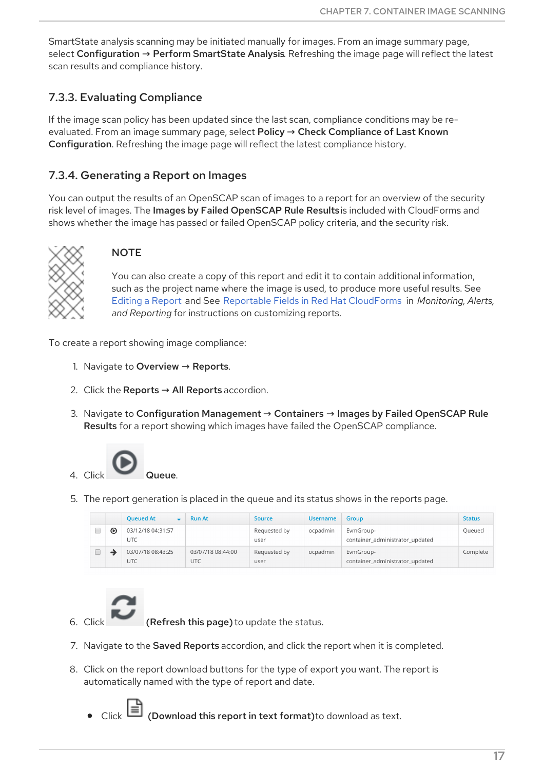SmartState analysis scanning may be initiated manually for images. From an image summary page, select **Configuration → Perform SmartState Analysis**. Refreshing the image page will reflect the latest scan results and compliance history.

### 7.3.3. Evaluating Compliance

If the image scan policy has been updated since the last scan, compliance conditions may be re-evaluated. From an image summary page, select **Policy → Check Compliance of Last Known Configuration**. Refreshing the image page will reflect the latest compliance history.

### 7.3.4. Generating a Report on Images

You can output the results of an OpenSCAP scan of images to a report for an overview of the security risk level of images. The **Images by Failed OpenSCAP Rule Results** is included with CloudForms and shows whether the image has passed or failed OpenSCAP policy criteria, and the security risk.

> **NOTE**
>
> You can also create a copy of this report and edit it to contain additional information, such as the project name where the image is used, to produce more useful results. See Editing a Report and See Reportable Fields in Red Hat CloudForms in *Monitoring, Alerts, and Reporting* for instructions on customizing reports.

To create a report showing image compliance:

1. Navigate to **Overview → Reports**.
2. Click the **Reports → All Reports** accordion.
3. Navigate to **Configuration Management → Containers → Images by Failed OpenSCAP Rule Results** for a report showing which images have failed the OpenSCAP compliance.
4. Click **Queue**.
5. The report generation is placed in the queue and its status shows in the reports page.

| | | Queued At | Run At | Source | Username | Group | Status |
|---|---|---|---|---|---|---|---|
| ☐ | ⦿ | 03/12/18 04:31:57 UTC | | Requested by user | ocpadmin | EvmGroup-container_administrator_updated | Queued |
| ☐ | → | 03/07/18 08:43:25 UTC | 03/07/18 08:44:00 UTC | Requested by user | ocpadmin | EvmGroup-container_administrator_updated | Complete |

6. Click **(Refresh this page)** to update the status.
7. Navigate to the **Saved Reports** accordion, and click the report when it is completed.
8. Click on the report download buttons for the type of export you want. The report is automatically named with the type of report and date.
   - Click **(Download this report in text format)** to download as text.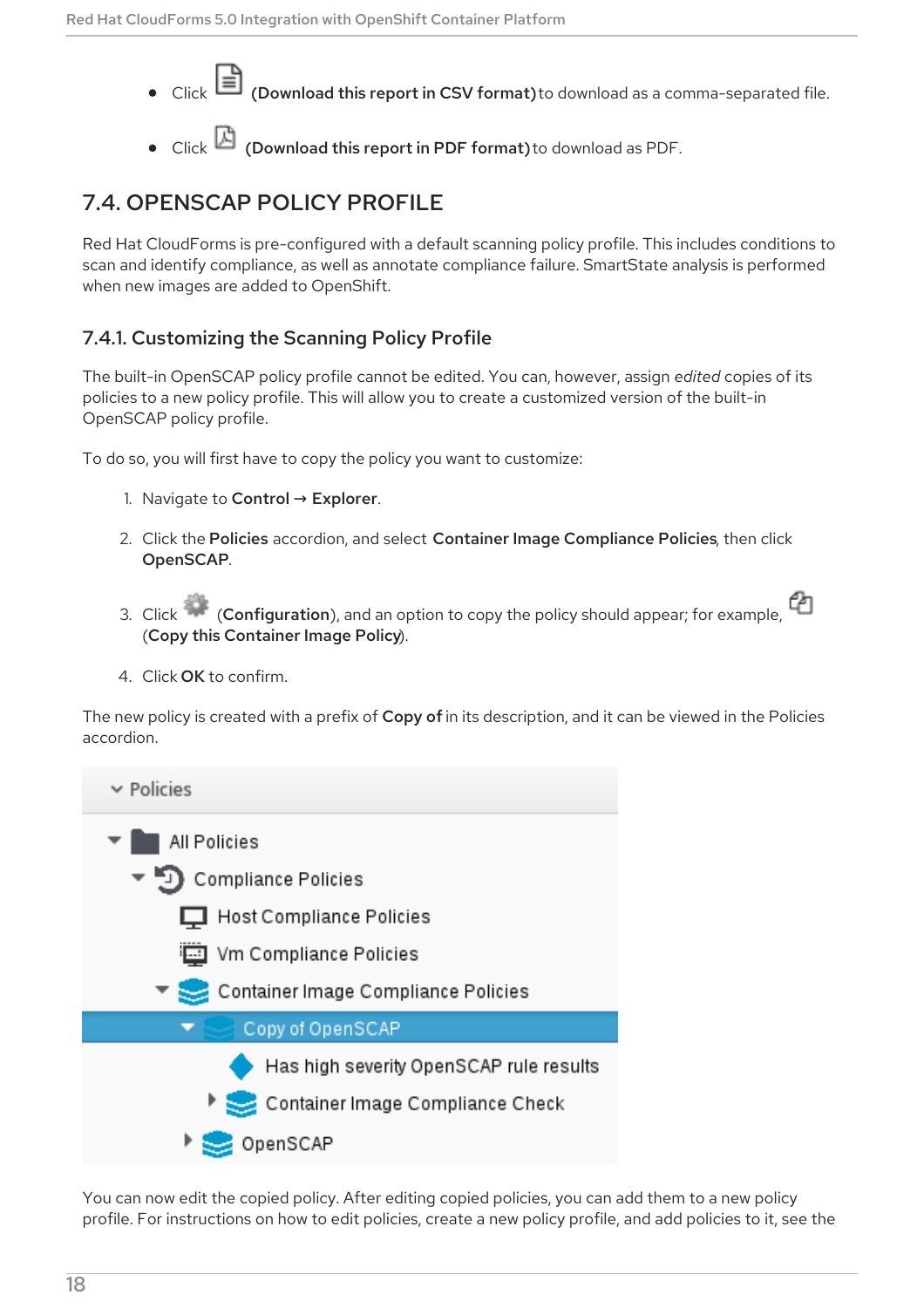- Click (**Download this report in CSV format**) to download as a comma-separated file.
- Click (**Download this report in PDF format**) to download as PDF.

## 7.4. OPENSCAP POLICY PROFILE

Red Hat CloudForms is pre-configured with a default scanning policy profile. This includes conditions to scan and identify compliance, as well as annotate compliance failure. SmartState analysis is performed when new images are added to OpenShift.

### 7.4.1. Customizing the Scanning Policy Profile

The built-in OpenSCAP policy profile cannot be edited. You can, however, assign *edited* copies of its policies to a new policy profile. This will allow you to create a customized version of the built-in OpenSCAP policy profile.

To do so, you will first have to copy the policy you want to customize:

1. Navigate to **Control** → **Explorer**.
2. Click the **Policies** accordion, and select **Container Image Compliance Policies**, then click **OpenSCAP**.
3. Click (**Configuration**), and an option to copy the policy should appear; for example, (**Copy this Container Image Policy**).
4. Click **OK** to confirm.

The new policy is created with a prefix of **Copy of** in its description, and it can be viewed in the Policies accordion.

- Policies
  - All Policies
    - Compliance Policies
      - Host Compliance Policies
      - Vm Compliance Policies
      - Container Image Compliance Policies
        - Copy of OpenSCAP
          - Has high severity OpenSCAP rule results
          - Container Image Compliance Check
        - OpenSCAP

You can now edit the copied policy. After editing copied policies, you can add them to a new policy profile. For instructions on how to edit policies, create a new policy profile, and add policies to it, see the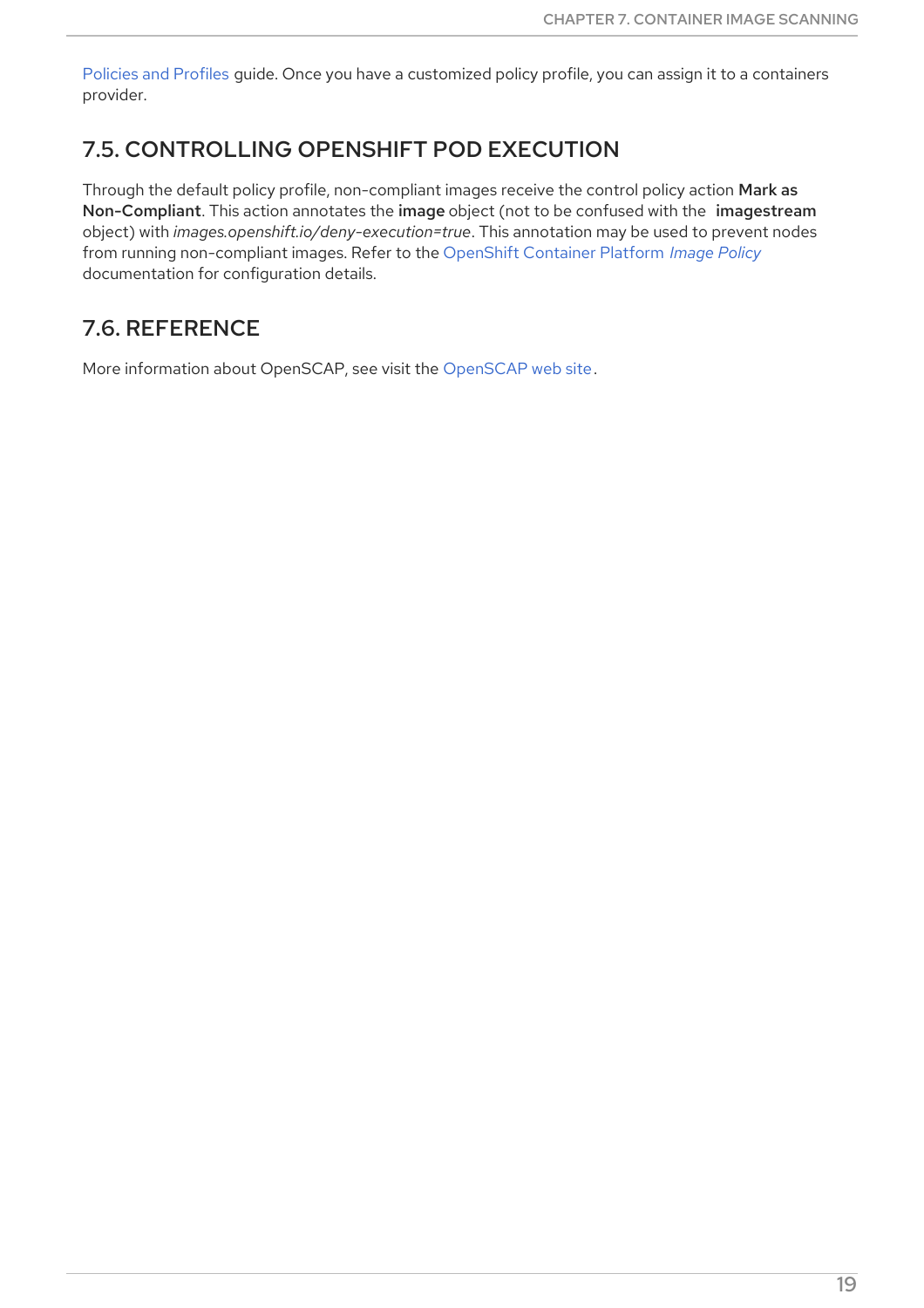Policies and Profiles guide. Once you have a customized policy profile, you can assign it to a containers provider.

## 7.5. CONTROLLING OPENSHIFT POD EXECUTION

Through the default policy profile, non-compliant images receive the control policy action **Mark as Non-Compliant**. This action annotates the **image** object (not to be confused with the **imagestream** object) with *images.openshift.io/deny-execution=true*. This annotation may be used to prevent nodes from running non-compliant images. Refer to the OpenShift Container Platform *Image Policy* documentation for configuration details.

## 7.6. REFERENCE

More information about OpenSCAP, see visit the OpenSCAP web site.